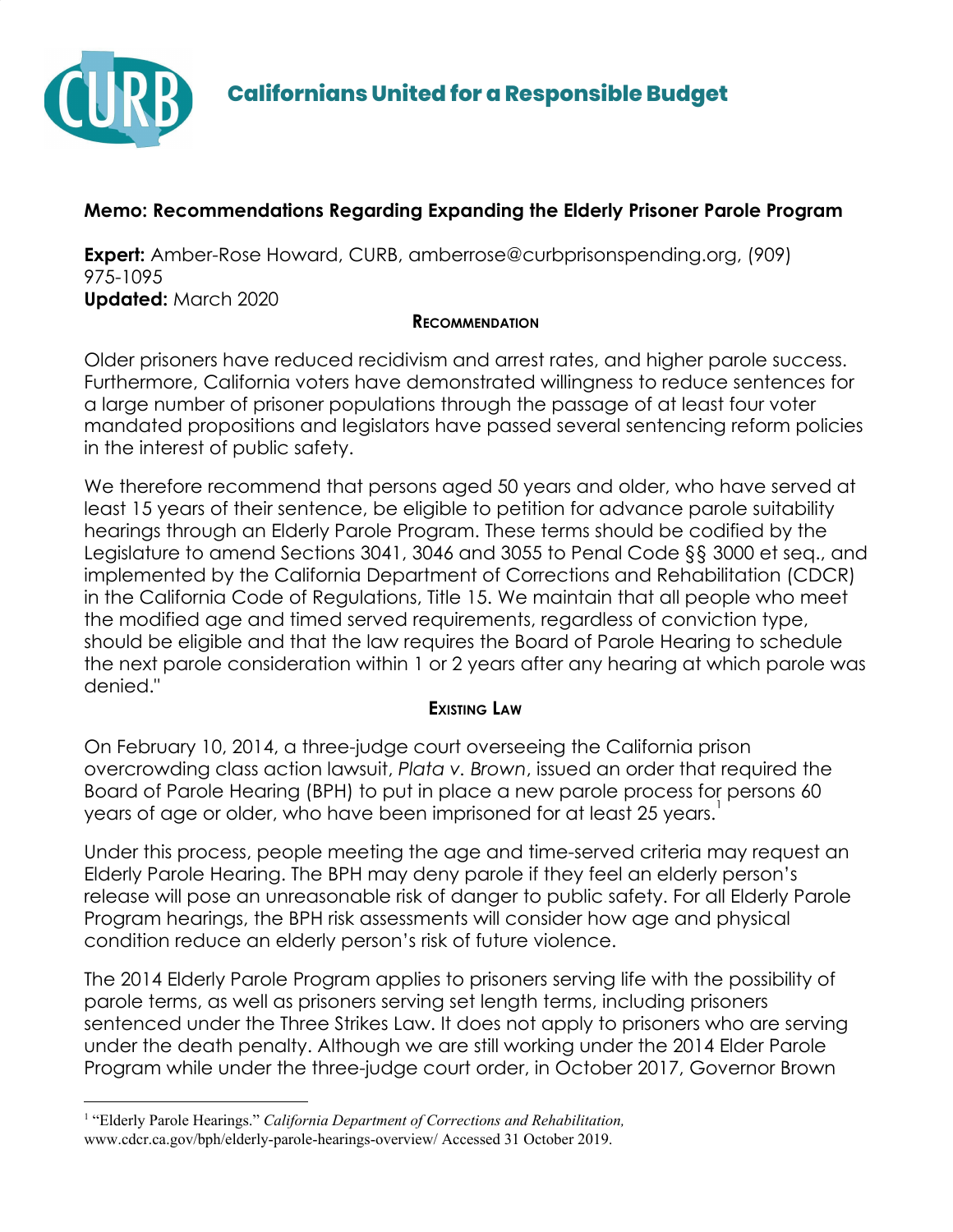# Californians United for a Responsible Budget

**Memo: Recommendations Regarding Expanding the Elderly Prisoner Parole Program**

**Expert:** Amber-Rose Howard, CURB, amberrose@curbprisonspending.org, (909) 975-1095
**Updated:** March 2020

## Recommendation

Older prisoners have reduced recidivism and arrest rates, and higher parole success. Furthermore, California voters have demonstrated willingness to reduce sentences for a large number of prisoner populations through the passage of at least four voter mandated propositions and legislators have passed several sentencing reform policies in the interest of public safety.

We therefore recommend that persons aged 50 years and older, who have served at least 15 years of their sentence, be eligible to petition for advance parole suitability hearings through an Elderly Parole Program. These terms should be codified by the Legislature to amend Sections 3041, 3046 and 3055 to Penal Code §§ 3000 et seq., and implemented by the California Department of Corrections and Rehabilitation (CDCR) in the California Code of Regulations, Title 15. We maintain that all people who meet the modified age and timed served requirements, regardless of conviction type, should be eligible and that the law requires the Board of Parole Hearing to schedule the next parole consideration within 1 or 2 years after any hearing at which parole was denied."

## Existing Law

On February 10, 2014, a three-judge court overseeing the California prison overcrowding class action lawsuit, *Plata v. Brown*, issued an order that required the Board of Parole Hearing (BPH) to put in place a new parole process for persons 60 years of age or older, who have been imprisoned for at least 25 years.[1]

Under this process, people meeting the age and time-served criteria may request an Elderly Parole Hearing. The BPH may deny parole if they feel an elderly person's release will pose an unreasonable risk of danger to public safety. For all Elderly Parole Program hearings, the BPH risk assessments will consider how age and physical condition reduce an elderly person's risk of future violence.

The 2014 Elderly Parole Program applies to prisoners serving life with the possibility of parole terms, as well as prisoners serving set length terms, including prisoners sentenced under the Three Strikes Law. It does not apply to prisoners who are serving under the death penalty. Although we are still working under the 2014 Elder Parole Program while under the three-judge court order, in October 2017, Governor Brown

---

[1] "Elderly Parole Hearings." *California Department of Corrections and Rehabilitation,* www.cdcr.ca.gov/bph/elderly-parole-hearings-overview/ Accessed 31 October 2019.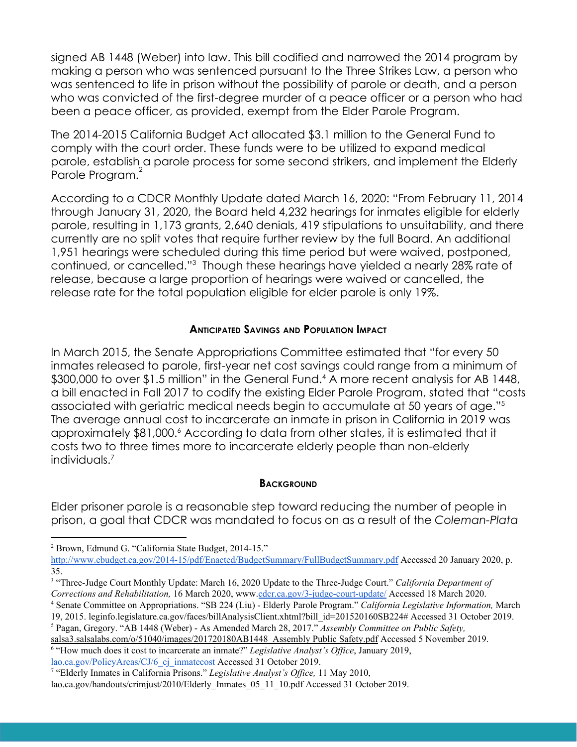signed AB 1448 (Weber) into law. This bill codified and narrowed the 2014 program by making a person who was sentenced pursuant to the Three Strikes Law, a person who was sentenced to life in prison without the possibility of parole or death, and a person who was convicted of the first-degree murder of a peace officer or a person who had been a peace officer, as provided, exempt from the Elder Parole Program.

The 2014-2015 California Budget Act allocated $3.1 million to the General Fund to comply with the court order. These funds were to be utilized to expand medical parole, establish a parole process for some second strikers, and implement the Elderly Parole Program.[2]

According to a CDCR Monthly Update dated March 16, 2020: "From February 11, 2014 through January 31, 2020, the Board held 4,232 hearings for inmates eligible for elderly parole, resulting in 1,173 grants, 2,640 denials, 419 stipulations to unsuitability, and there currently are no split votes that require further review by the full Board. An additional 1,951 hearings were scheduled during this time period but were waived, postponed, continued, or cancelled."[3] Though these hearings have yielded a nearly 28% rate of release, because a large proportion of hearings were waived or cancelled, the release rate for the total population eligible for elder parole is only 19%.

### Anticipated Savings and Population Impact

In March 2015, the Senate Appropriations Committee estimated that "for every 50 inmates released to parole, first-year net cost savings could range from a minimum of $300,000 to over $1.5 million" in the General Fund.[4] A more recent analysis for AB 1448, a bill enacted in Fall 2017 to codify the existing Elder Parole Program, stated that "costs associated with geriatric medical needs begin to accumulate at 50 years of age."[5] The average annual cost to incarcerate an inmate in prison in California in 2019 was approximately $81,000.[6] According to data from other states, it is estimated that it costs two to three times more to incarcerate elderly people than non-elderly individuals.[7]

### Background

Elder prisoner parole is a reasonable step toward reducing the number of people in prison, a goal that CDCR was mandated to focus on as a result of the *Coleman-Plata*

---

[2] Brown, Edmund G. "California State Budget, 2014-15." http://www.ebudget.ca.gov/2014-15/pdf/Enacted/BudgetSummary/FullBudgetSummary.pdf Accessed 20 January 2020, p. 35.

[3] "Three-Judge Court Monthly Update: March 16, 2020 Update to the Three-Judge Court." *California Department of Corrections and Rehabilitation,* 16 March 2020, www.cdcr.ca.gov/3-judge-court-update/ Accessed 18 March 2020.

[4] Senate Committee on Appropriations. "SB 224 (Liu) - Elderly Parole Program." *California Legislative Information,* March 19, 2015. leginfo.legislature.ca.gov/faces/billAnalysisClient.xhtml?bill_id=201520160SB224# Accessed 31 October 2019.

[5] Pagan, Gregory. "AB 1448 (Weber) - As Amended March 28, 2017." *Assembly Committee on Public Safety,* salsa3.salsalabs.com/o/51040/images/201720180AB1448_Assembly Public Safety.pdf Accessed 5 November 2019.

[6] "How much does it cost to incarcerate an inmate?" *Legislative Analyst's Office*, January 2019, lao.ca.gov/PolicyAreas/CJ/6_cj_inmatecost Accessed 31 October 2019.

[7] "Elderly Inmates in California Prisons." *Legislative Analyst's Office,* 11 May 2010, lao.ca.gov/handouts/crimjust/2010/Elderly_Inmates_05_11_10.pdf Accessed 31 October 2019.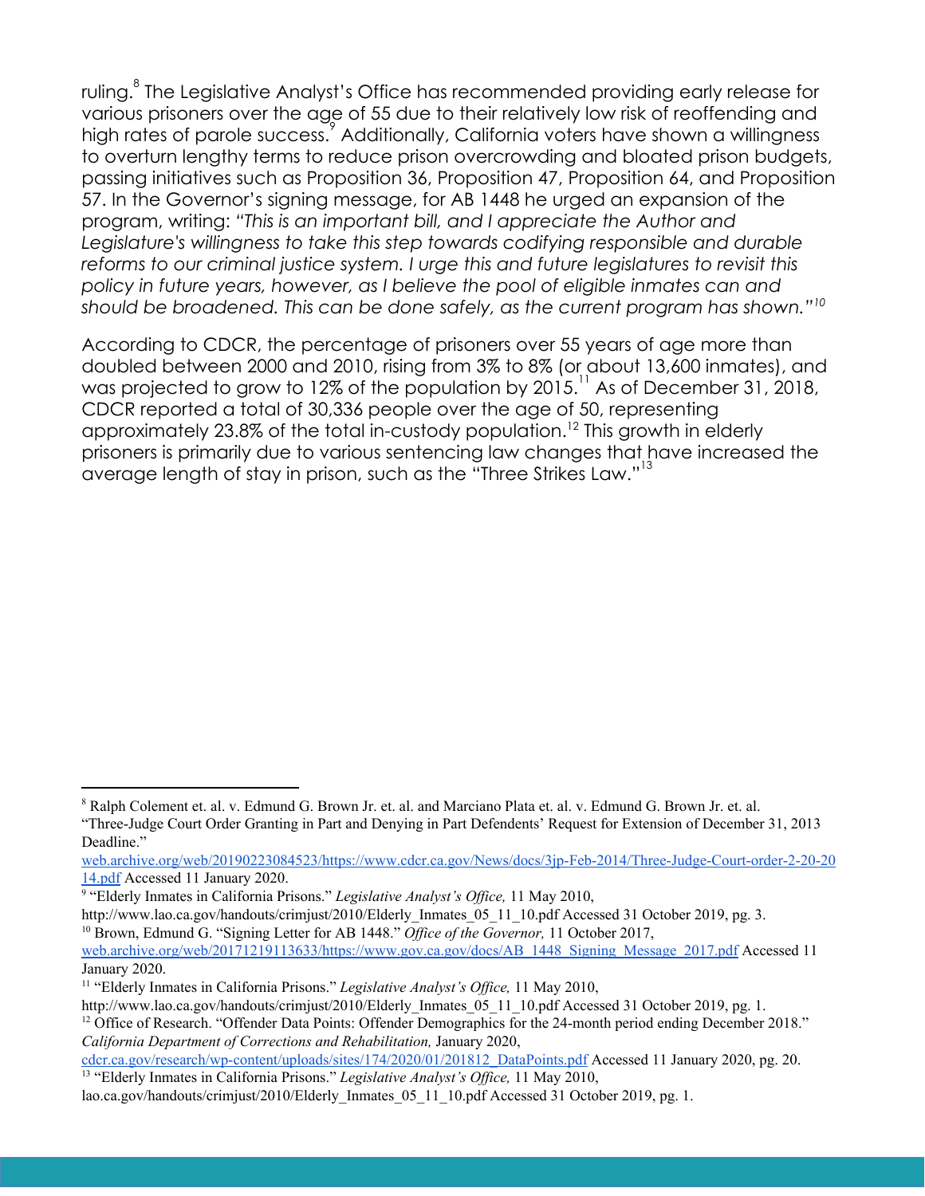ruling.[8] The Legislative Analyst's Office has recommended providing early release for various prisoners over the age of 55 due to their relatively low risk of reoffending and high rates of parole success.[9] Additionally, California voters have shown a willingness to overturn lengthy terms to reduce prison overcrowding and bloated prison budgets, passing initiatives such as Proposition 36, Proposition 47, Proposition 64, and Proposition 57. In the Governor's signing message, for AB 1448 he urged an expansion of the program, writing: *"This is an important bill, and I appreciate the Author and Legislature's willingness to take this step towards codifying responsible and durable reforms to our criminal justice system. I urge this and future legislatures to revisit this policy in future years, however, as I believe the pool of eligible inmates can and should be broadened. This can be done safely, as the current program has shown."*[10]

According to CDCR, the percentage of prisoners over 55 years of age more than doubled between 2000 and 2010, rising from 3% to 8% (or about 13,600 inmates), and was projected to grow to 12% of the population by 2015.[11] As of December 31, 2018, CDCR reported a total of 30,336 people over the age of 50, representing approximately 23.8% of the total in-custody population.[12] This growth in elderly prisoners is primarily due to various sentencing law changes that have increased the average length of stay in prison, such as the "Three Strikes Law."[13]

---

[8] Ralph Colement et. al. v. Edmund G. Brown Jr. et. al. and Marciano Plata et. al. v. Edmund G. Brown Jr. et. al. "Three-Judge Court Order Granting in Part and Denying in Part Defendants' Request for Extension of December 31, 2013 Deadline." web.archive.org/web/20190223084523/https://www.cdcr.ca.gov/News/docs/3jp-Feb-2014/Three-Judge-Court-order-2-20-2014.pdf Accessed 11 January 2020.

[9] "Elderly Inmates in California Prisons." *Legislative Analyst's Office,* 11 May 2010, http://www.lao.ca.gov/handouts/crimjust/2010/Elderly_Inmates_05_11_10.pdf Accessed 31 October 2019, pg. 3.

[10] Brown, Edmund G. "Signing Letter for AB 1448." *Office of the Governor,* 11 October 2017, web.archive.org/web/20171219113633/https://www.gov.ca.gov/docs/AB_1448_Signing_Message_2017.pdf Accessed 11 January 2020.

[11] "Elderly Inmates in California Prisons." *Legislative Analyst's Office,* 11 May 2010, http://www.lao.ca.gov/handouts/crimjust/2010/Elderly_Inmates_05_11_10.pdf Accessed 31 October 2019, pg. 1.

[12] Office of Research. "Offender Data Points: Offender Demographics for the 24-month period ending December 2018." *California Department of Corrections and Rehabilitation,* January 2020, cdcr.ca.gov/research/wp-content/uploads/sites/174/2020/01/201812_DataPoints.pdf Accessed 11 January 2020, pg. 20.

[13] "Elderly Inmates in California Prisons." *Legislative Analyst's Office,* 11 May 2010, lao.ca.gov/handouts/crimjust/2010/Elderly_Inmates_05_11_10.pdf Accessed 31 October 2019, pg. 1.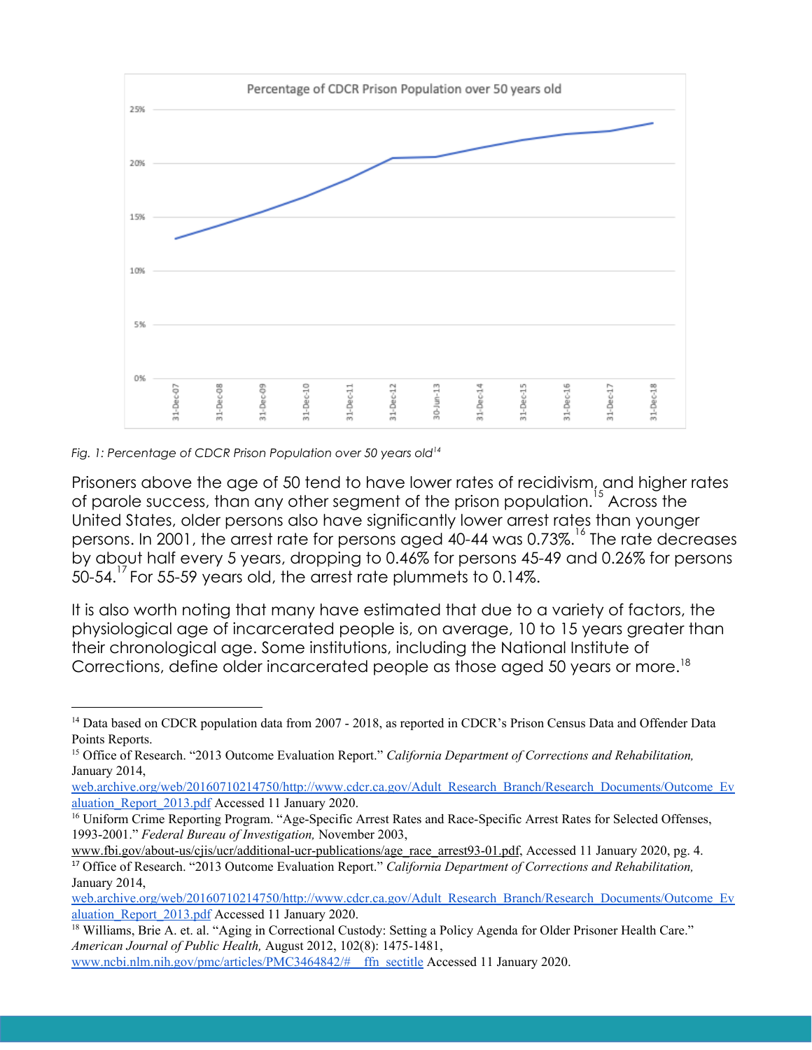Fig. 1: Percentage of CDCR Prison Population over 50 years old[14]

Prisoners above the age of 50 tend to have lower rates of recidivism, and higher rates of parole success, than any other segment of the prison population.[15] Across the United States, older persons also have significantly lower arrest rates than younger persons. In 2001, the arrest rate for persons aged 40-44 was 0.73%.[16] The rate decreases by about half every 5 years, dropping to 0.46% for persons 45-49 and 0.26% for persons 50-54.[17] For 55-59 years old, the arrest rate plummets to 0.14%.

It is also worth noting that many have estimated that due to a variety of factors, the physiological age of incarcerated people is, on average, 10 to 15 years greater than their chronological age. Some institutions, including the National Institute of Corrections, define older incarcerated people as those aged 50 years or more.[18]

---

[14] Data based on CDCR population data from 2007 - 2018, as reported in CDCR's Prison Census Data and Offender Data Points Reports.

[15] Office of Research. "2013 Outcome Evaluation Report." *California Department of Corrections and Rehabilitation,* January 2014, web.archive.org/web/20160710214750/http://www.cdcr.ca.gov/Adult_Research_Branch/Research_Documents/Outcome_Evaluation_Report_2013.pdf Accessed 11 January 2020.

[16] Uniform Crime Reporting Program. "Age-Specific Arrest Rates and Race-Specific Arrest Rates for Selected Offenses, 1993-2001." *Federal Bureau of Investigation,* November 2003, www.fbi.gov/about-us/cjis/ucr/additional-ucr-publications/age_race_arrest93-01.pdf, Accessed 11 January 2020, pg. 4.

[17] Office of Research. "2013 Outcome Evaluation Report." *California Department of Corrections and Rehabilitation,* January 2014, web.archive.org/web/20160710214750/http://www.cdcr.ca.gov/Adult_Research_Branch/Research_Documents/Outcome_Evaluation_Report_2013.pdf Accessed 11 January 2020.

[18] Williams, Brie A. et. al. "Aging in Correctional Custody: Setting a Policy Agenda for Older Prisoner Health Care." *American Journal of Public Health,* August 2012, 102(8): 1475-1481, www.ncbi.nlm.nih.gov/pmc/articles/PMC3464842/#__ffn_sectitle Accessed 11 January 2020.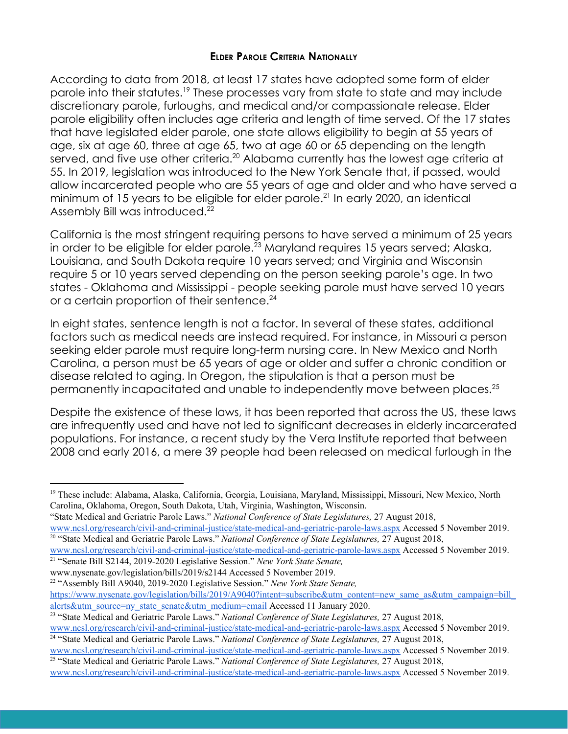## Elder Parole Criteria Nationally

According to data from 2018, at least 17 states have adopted some form of elder parole into their statutes.[19] These processes vary from state to state and may include discretionary parole, furloughs, and medical and/or compassionate release. Elder parole eligibility often includes age criteria and length of time served. Of the 17 states that have legislated elder parole, one state allows eligibility to begin at 55 years of age, six at age 60, three at age 65, two at age 60 or 65 depending on the length served, and five use other criteria.[20] Alabama currently has the lowest age criteria at 55. In 2019, legislation was introduced to the New York Senate that, if passed, would allow incarcerated people who are 55 years of age and older and who have served a minimum of 15 years to be eligible for elder parole.[21] In early 2020, an identical Assembly Bill was introduced.[22]

California is the most stringent requiring persons to have served a minimum of 25 years in order to be eligible for elder parole.[23] Maryland requires 15 years served; Alaska, Louisiana, and South Dakota require 10 years served; and Virginia and Wisconsin require 5 or 10 years served depending on the person seeking parole's age. In two states - Oklahoma and Mississippi - people seeking parole must have served 10 years or a certain proportion of their sentence.[24]

In eight states, sentence length is not a factor. In several of these states, additional factors such as medical needs are instead required. For instance, in Missouri a person seeking elder parole must require long-term nursing care. In New Mexico and North Carolina, a person must be 65 years of age or older and suffer a chronic condition or disease related to aging. In Oregon, the stipulation is that a person must be permanently incapacitated and unable to independently move between places.[25]

Despite the existence of these laws, it has been reported that across the US, these laws are infrequently used and have not led to significant decreases in elderly incarcerated populations. For instance, a recent study by the Vera Institute reported that between 2008 and early 2016, a mere 39 people had been released on medical furlough in the

---

[19] These include: Alabama, Alaska, California, Georgia, Louisiana, Maryland, Mississippi, Missouri, New Mexico, North Carolina, Oklahoma, Oregon, South Dakota, Utah, Virginia, Washington, Wisconsin.
"State Medical and Geriatric Parole Laws." *National Conference of State Legislatures,* 27 August 2018, www.ncsl.org/research/civil-and-criminal-justice/state-medical-and-geriatric-parole-laws.aspx Accessed 5 November 2019.

[20] "State Medical and Geriatric Parole Laws." *National Conference of State Legislatures,* 27 August 2018, www.ncsl.org/research/civil-and-criminal-justice/state-medical-and-geriatric-parole-laws.aspx Accessed 5 November 2019.

[21] "Senate Bill S2144, 2019-2020 Legislative Session." *New York State Senate,* www.nysenate.gov/legislation/bills/2019/s2144 Accessed 5 November 2019.

[22] "Assembly Bill A9040, 2019-2020 Legislative Session." *New York State Senate,* https://www.nysenate.gov/legislation/bills/2019/A9040?intent=subscribe&utm_content=new_same_as&utm_campaign=bill_alerts&utm_source=ny_state_senate&utm_medium=email Accessed 11 January 2020.

[23] "State Medical and Geriatric Parole Laws." *National Conference of State Legislatures,* 27 August 2018, www.ncsl.org/research/civil-and-criminal-justice/state-medical-and-geriatric-parole-laws.aspx Accessed 5 November 2019.

[24] "State Medical and Geriatric Parole Laws." *National Conference of State Legislatures,* 27 August 2018, www.ncsl.org/research/civil-and-criminal-justice/state-medical-and-geriatric-parole-laws.aspx Accessed 5 November 2019.

[25] "State Medical and Geriatric Parole Laws." *National Conference of State Legislatures,* 27 August 2018, www.ncsl.org/research/civil-and-criminal-justice/state-medical-and-geriatric-parole-laws.aspx Accessed 5 November 2019.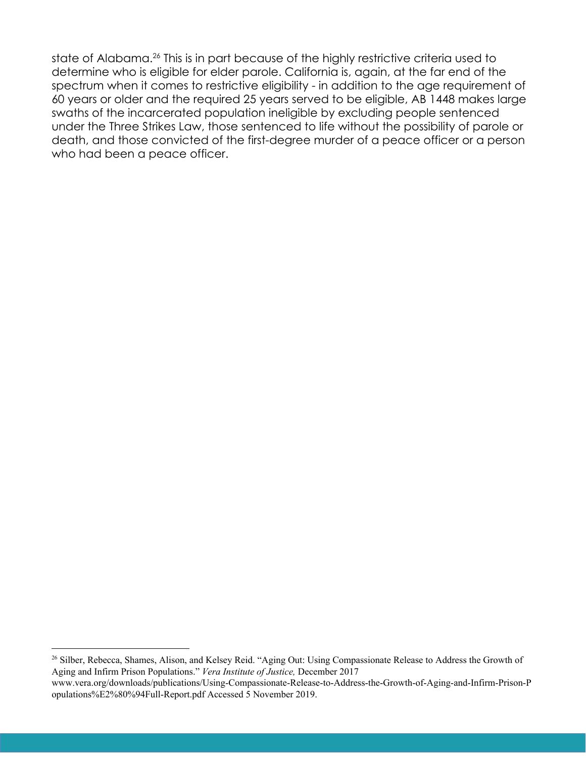state of Alabama.[26] This is in part because of the highly restrictive criteria used to determine who is eligible for elder parole. California is, again, at the far end of the spectrum when it comes to restrictive eligibility - in addition to the age requirement of 60 years or older and the required 25 years served to be eligible, AB 1448 makes large swaths of the incarcerated population ineligible by excluding people sentenced under the Three Strikes Law, those sentenced to life without the possibility of parole or death, and those convicted of the first-degree murder of a peace officer or a person who had been a peace officer.

---

[26] Silber, Rebecca, Shames, Alison, and Kelsey Reid. "Aging Out: Using Compassionate Release to Address the Growth of Aging and Infirm Prison Populations." *Vera Institute of Justice,* December 2017 www.vera.org/downloads/publications/Using-Compassionate-Release-to-Address-the-Growth-of-Aging-and-Infirm-Prison-Populations%E2%80%94Full-Report.pdf Accessed 5 November 2019.